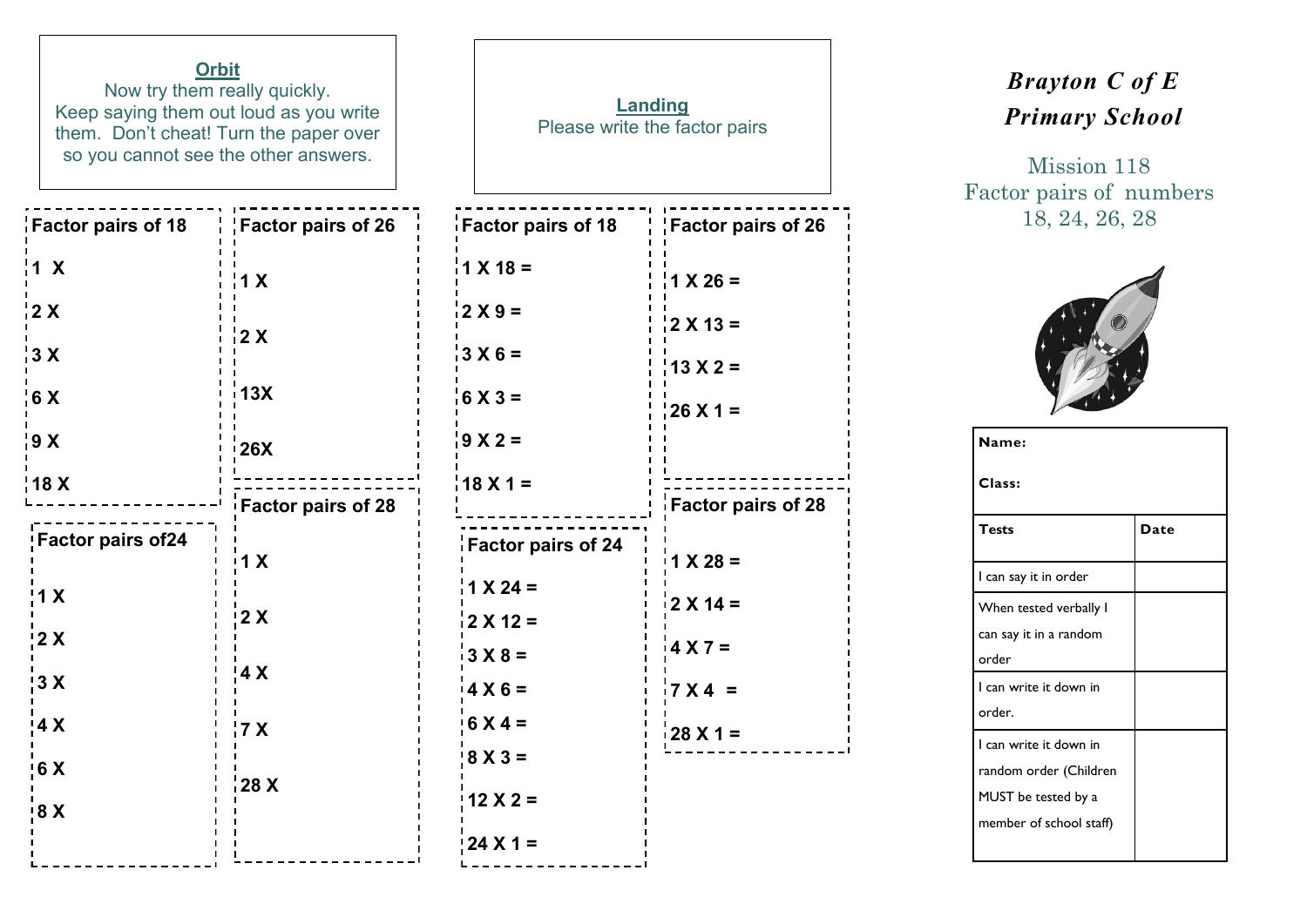# Brayton C of E Primary School

Mission 118
Factor pairs of numbers
18, 24, 26, 28

| Name: | |
|---|---|
| Class: | |
| **Tests** | **Date** |
| I can say it in order | |
| When tested verbally I can say it in a random order | |
| I can write it down in order. | |
| I can write it down in random order (Children MUST be tested by a member of school staff) | |

## Orbit

Now try them really quickly.
Keep saying them out loud as you write them. Don't cheat! Turn the paper over so you cannot see the other answers.

**Factor pairs of 18**

**1 X**

**2 X**

**3 X**

**6 X**

**9 X**

**18 X**

**Factor pairs of24**

**1 X**

**2 X**

**3 X**

**4 X**

**6 X**

**8 X**

**Factor pairs of 26**

**1 X**

**2 X**

**13X**

**26X**

**Factor pairs of 28**

**1 X**

**2 X**

**4 X**

**7 X**

**28 X**

## Landing

Please write the factor pairs

**Factor pairs of 18**

**1 X 18 =**

**2 X 9 =**

**3 X 6 =**

**6 X 3 =**

**9 X 2 =**

**18 X 1 =**

**Factor pairs of 24**

**1 X 24 =**

**2 X 12 =**

**3 X 8 =**

**4 X 6 =**

**6 X 4 =**

**8 X 3 =**

**12 X 2 =**

**24 X 1 =**

**Factor pairs of 26**

**1 X 26 =**

**2 X 13 =**

**13 X 2 =**

**26 X 1 =**

**Factor pairs of 28**

**1 X 28 =**

**2 X 14 =**

**4 X 7 =**

**7 X 4 =**

**28 X 1 =**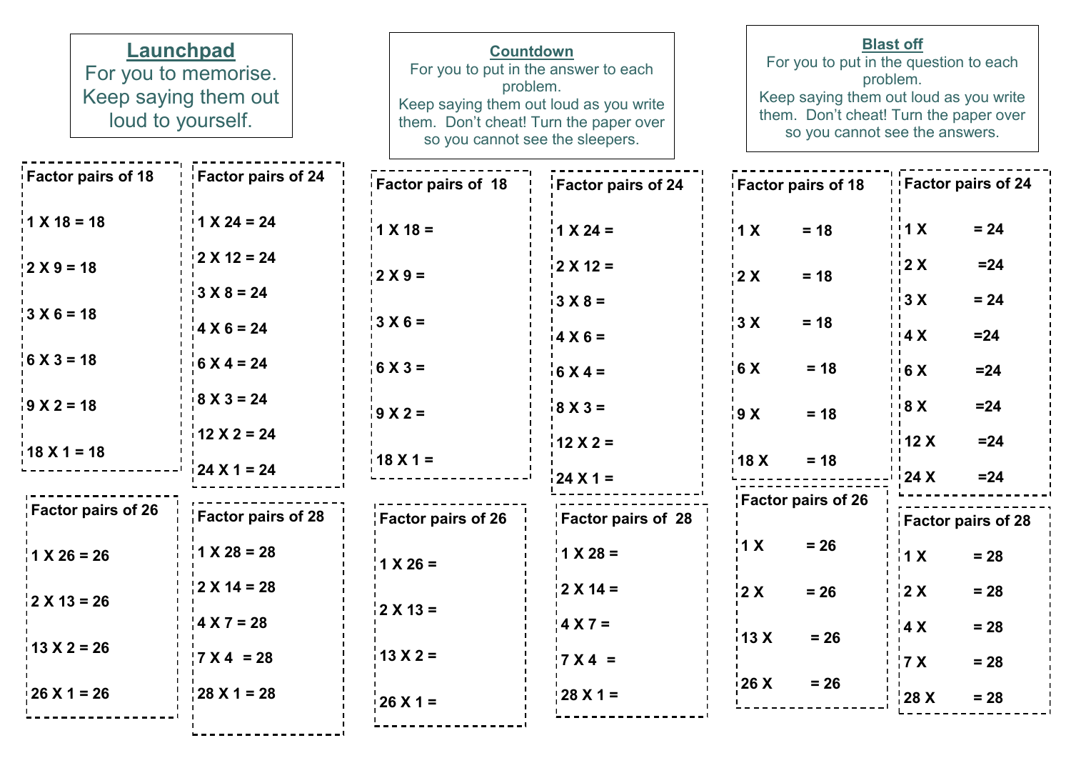## Launchpad

For you to memorise. Keep saying them out loud to yourself.

**Factor pairs of 18**

1 X 18 = 18

2 X 9 = 18

3 X 6 = 18

6 X 3 = 18

9 X 2 = 18

18 X 1 = 18

**Factor pairs of 24**

1 X 24 = 24

2 X 12 = 24

3 X 8 = 24

4 X 6 = 24

6 X 4 = 24

8 X 3 = 24

12 X 2 = 24

24 X 1 = 24

**Factor pairs of 26**

1 X 26 = 26

2 X 13 = 26

13 X 2 = 26

26 X 1 = 26

**Factor pairs of 28**

1 X 28 = 28

2 X 14 = 28

4 X 7 = 28

7 X 4 = 28

28 X 1 = 28

## Countdown

For you to put in the answer to each problem.
Keep saying them out loud as you write them. Don't cheat! Turn the paper over so you cannot see the sleepers.

**Factor pairs of 18**

1 X 18 =

2 X 9 =

3 X 6 =

6 X 3 =

9 X 2 =

18 X 1 =

**Factor pairs of 24**

1 X 24 =

2 X 12 =

3 X 8 =

4 X 6 =

6 X 4 =

8 X 3 =

12 X 2 =

24 X 1 =

**Factor pairs of 26**

1 X 26 =

2 X 13 =

13 X 2 =

26 X 1 =

**Factor pairs of 28**

1 X 28 =

2 X 14 =

4 X 7 =

7 X 4 =

28 X 1 =

## Blast off

For you to put in the question to each problem.
Keep saying them out loud as you write them. Don't cheat! Turn the paper over so you cannot see the answers.

**Factor pairs of 18**

1 X = 18

2 X = 18

3 X = 18

6 X = 18

9 X = 18

18 X = 18

**Factor pairs of 24**

1 X = 24

2 X =24

3 X = 24

4 X =24

6 X =24

8 X =24

12 X =24

24 X =24

**Factor pairs of 26**

1 X = 26

2 X = 26

13 X = 26

26 X = 26

**Factor pairs of 28**

1 X = 28

2 X = 28

4 X = 28

7 X = 28

28 X = 28